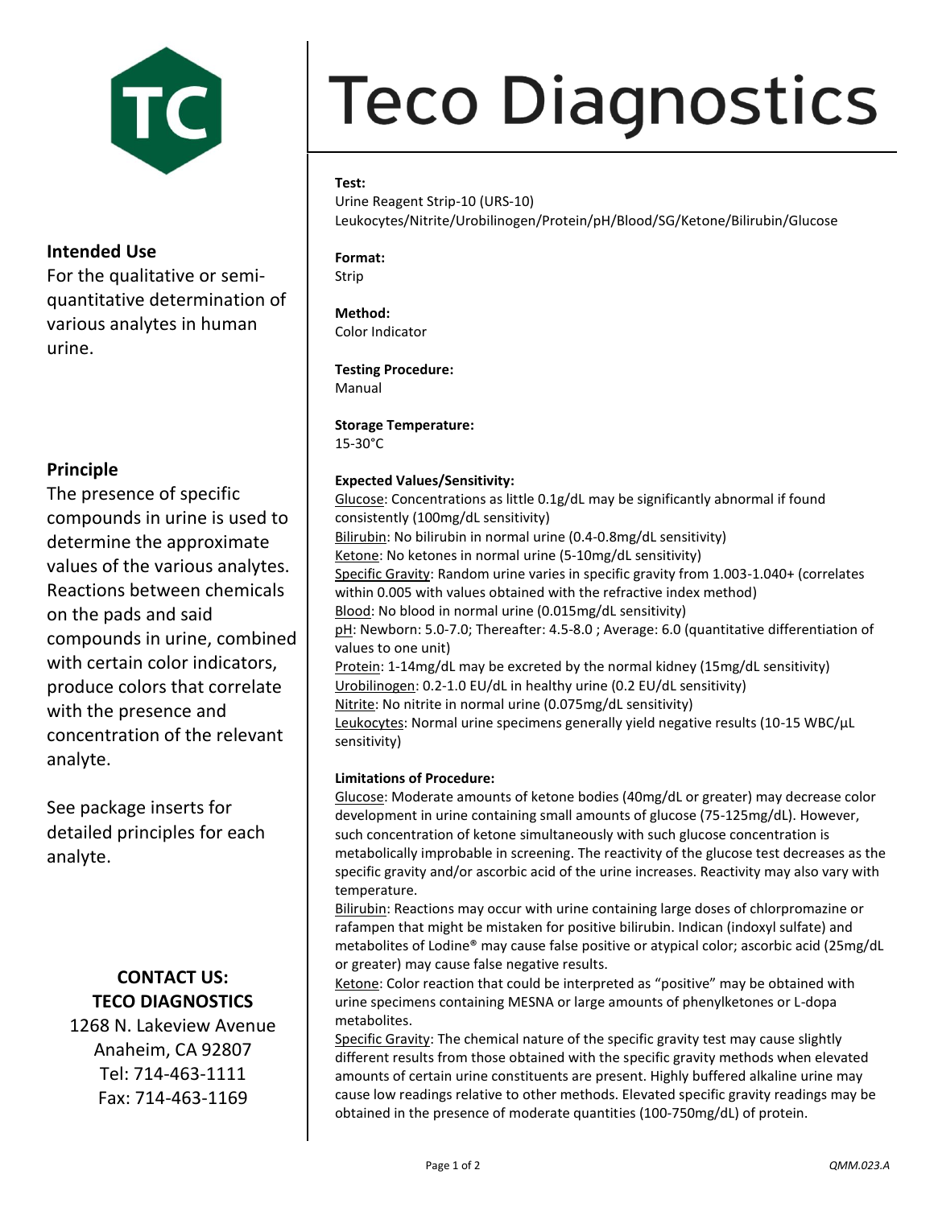# Teco Diagnostics

## Intended Use

For the qualitative or semi-quantitative determination of various analytes in human urine.

## Principle

The presence of specific compounds in urine is used to determine the approximate values of the various analytes. Reactions between chemicals on the pads and said compounds in urine, combined with certain color indicators, produce colors that correlate with the presence and concentration of the relevant analyte.

See package inserts for detailed principles for each analyte.

**CONTACT US:**
**TECO DIAGNOSTICS**
1268 N. Lakeview Avenue
Anaheim, CA 92807
Tel: 714-463-1111
Fax: 714-463-1169

**Test:**
Urine Reagent Strip-10 (URS-10)
Leukocytes/Nitrite/Urobilinogen/Protein/pH/Blood/SG/Ketone/Bilirubin/Glucose

**Format:**
Strip

**Method:**
Color Indicator

**Testing Procedure:**
Manual

**Storage Temperature:**
15-30°C

**Expected Values/Sensitivity:**

Glucose: Concentrations as little 0.1g/dL may be significantly abnormal if found consistently (100mg/dL sensitivity)
Bilirubin: No bilirubin in normal urine (0.4-0.8mg/dL sensitivity)
Ketone: No ketones in normal urine (5-10mg/dL sensitivity)
Specific Gravity: Random urine varies in specific gravity from 1.003-1.040+ (correlates within 0.005 with values obtained with the refractive index method)
Blood: No blood in normal urine (0.015mg/dL sensitivity)
pH: Newborn: 5.0-7.0; Thereafter: 4.5-8.0 ; Average: 6.0 (quantitative differentiation of values to one unit)
Protein: 1-14mg/dL may be excreted by the normal kidney (15mg/dL sensitivity)
Urobilinogen: 0.2-1.0 EU/dL in healthy urine (0.2 EU/dL sensitivity)
Nitrite: No nitrite in normal urine (0.075mg/dL sensitivity)
Leukocytes: Normal urine specimens generally yield negative results (10-15 WBC/µL sensitivity)

**Limitations of Procedure:**

Glucose: Moderate amounts of ketone bodies (40mg/dL or greater) may decrease color development in urine containing small amounts of glucose (75-125mg/dL). However, such concentration of ketone simultaneously with such glucose concentration is metabolically improbable in screening. The reactivity of the glucose test decreases as the specific gravity and/or ascorbic acid of the urine increases. Reactivity may also vary with temperature.

Bilirubin: Reactions may occur with urine containing large doses of chlorpromazine or rafampen that might be mistaken for positive bilirubin. Indican (indoxyl sulfate) and metabolites of Lodine® may cause false positive or atypical color; ascorbic acid (25mg/dL or greater) may cause false negative results.

Ketone: Color reaction that could be interpreted as "positive" may be obtained with urine specimens containing MESNA or large amounts of phenylketones or L-dopa metabolites.

Specific Gravity: The chemical nature of the specific gravity test may cause slightly different results from those obtained with the specific gravity methods when elevated amounts of certain urine constituents are present. Highly buffered alkaline urine may cause low readings relative to other methods. Elevated specific gravity readings may be obtained in the presence of moderate quantities (100-750mg/dL) of protein.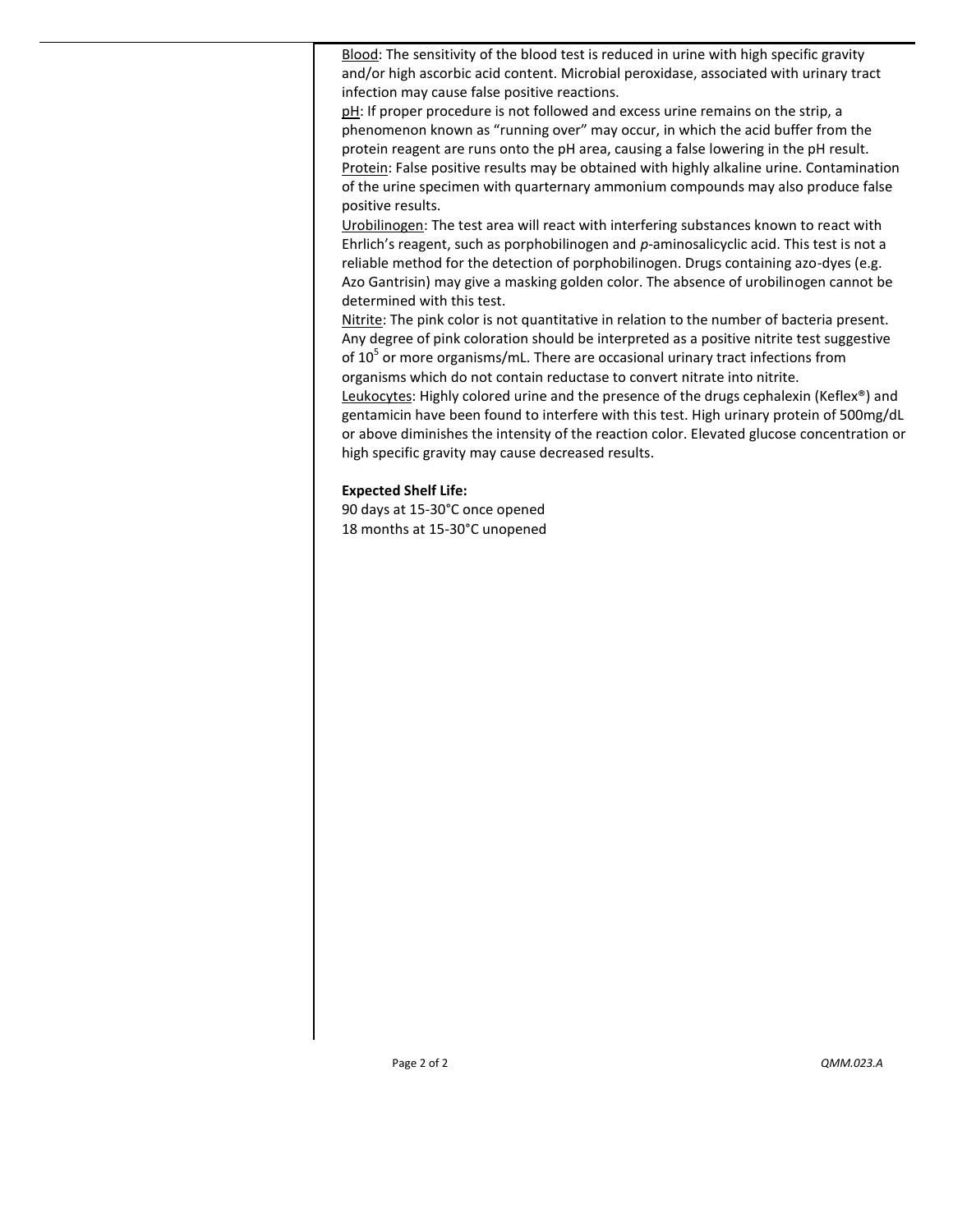Blood: The sensitivity of the blood test is reduced in urine with high specific gravity and/or high ascorbic acid content. Microbial peroxidase, associated with urinary tract infection may cause false positive reactions.

pH: If proper procedure is not followed and excess urine remains on the strip, a phenomenon known as "running over" may occur, in which the acid buffer from the protein reagent are runs onto the pH area, causing a false lowering in the pH result.

Protein: False positive results may be obtained with highly alkaline urine. Contamination of the urine specimen with quarternary ammonium compounds may also produce false positive results.

Urobilinogen: The test area will react with interfering substances known to react with Ehrlich's reagent, such as porphobilinogen and *p*-aminosalicyclic acid. This test is not a reliable method for the detection of porphobilinogen. Drugs containing azo-dyes (e.g. Azo Gantrisin) may give a masking golden color. The absence of urobilinogen cannot be determined with this test.

Nitrite: The pink color is not quantitative in relation to the number of bacteria present. Any degree of pink coloration should be interpreted as a positive nitrite test suggestive of $10^5$ or more organisms/mL. There are occasional urinary tract infections from organisms which do not contain reductase to convert nitrate into nitrite.

Leukocytes: Highly colored urine and the presence of the drugs cephalexin (Keflex®) and gentamicin have been found to interfere with this test. High urinary protein of 500mg/dL or above diminishes the intensity of the reaction color. Elevated glucose concentration or high specific gravity may cause decreased results.

**Expected Shelf Life:**

90 days at 15-30°C once opened
18 months at 15-30°C unopened